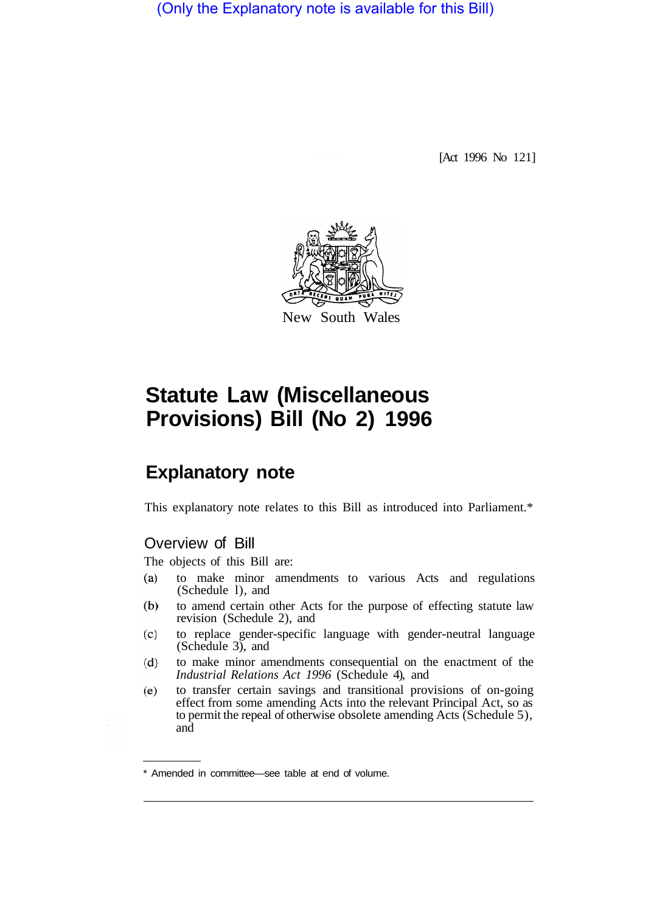(Only the Explanatory note is available for this Bill)

[Act 1996 No 121]

New South Wales

# Statute Law (Miscellaneous Provisions) Bill (No 2) 1996

## Explanatory note

This explanatory note relates to this Bill as introduced into Parliament.*

### Overview of Bill

The objects of this Bill are:

(a) to make minor amendments to various Acts and regulations (Schedule 1), and

(b) to amend certain other Acts for the purpose of effecting statute law revision (Schedule 2), and

(c) to replace gender-specific language with gender-neutral language (Schedule 3), and

(d) to make minor amendments consequential on the enactment of the *Industrial Relations Act 1996* (Schedule 4), and

(e) to transfer certain savings and transitional provisions of on-going effect from some amending Acts into the relevant Principal Act, so as to permit the repeal of otherwise obsolete amending Acts (Schedule 5), and

* Amended in committee—see table at end of volume.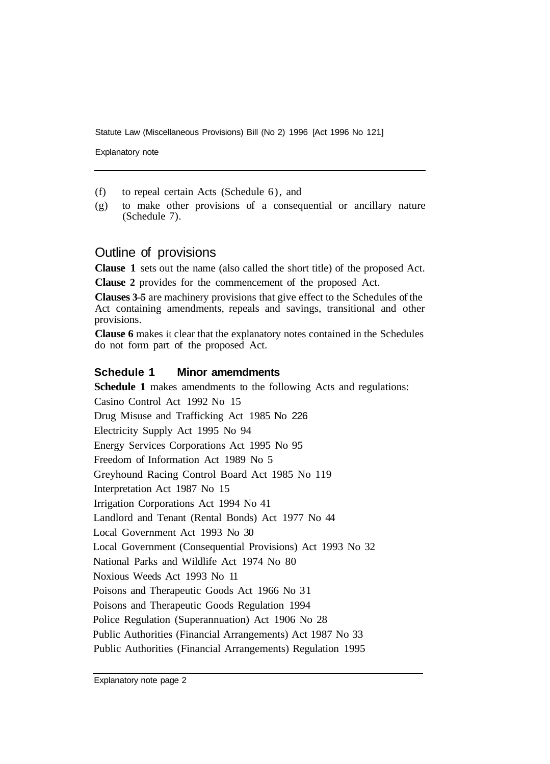(f) to repeal certain Acts (Schedule 6), and

(g) to make other provisions of a consequential or ancillary nature (Schedule 7).

## Outline of provisions

**Clause 1** sets out the name (also called the short title) of the proposed Act.

**Clause 2** provides for the commencement of the proposed Act.

**Clauses 3–5** are machinery provisions that give effect to the Schedules of the Act containing amendments, repeals and savings, transitional and other provisions.

**Clause 6** makes it clear that the explanatory notes contained in the Schedules do not form part of the proposed Act.

### Schedule 1 Minor amemdments

**Schedule 1** makes amendments to the following Acts and regulations:

Casino Control Act 1992 No 15

Drug Misuse and Trafficking Act 1985 No 226

Electricity Supply Act 1995 No 94

Energy Services Corporations Act 1995 No 95

Freedom of Information Act 1989 No 5

Greyhound Racing Control Board Act 1985 No 119

Interpretation Act 1987 No 15

Irrigation Corporations Act 1994 No 41

Landlord and Tenant (Rental Bonds) Act 1977 No 44

Local Government Act 1993 No 30

Local Government (Consequential Provisions) Act 1993 No 32

National Parks and Wildlife Act 1974 No 80

Noxious Weeds Act 1993 No 11

Poisons and Therapeutic Goods Act 1966 No 31

Poisons and Therapeutic Goods Regulation 1994

Police Regulation (Superannuation) Act 1906 No 28

Public Authorities (Financial Arrangements) Act 1987 No 33

Public Authorities (Financial Arrangements) Regulation 1995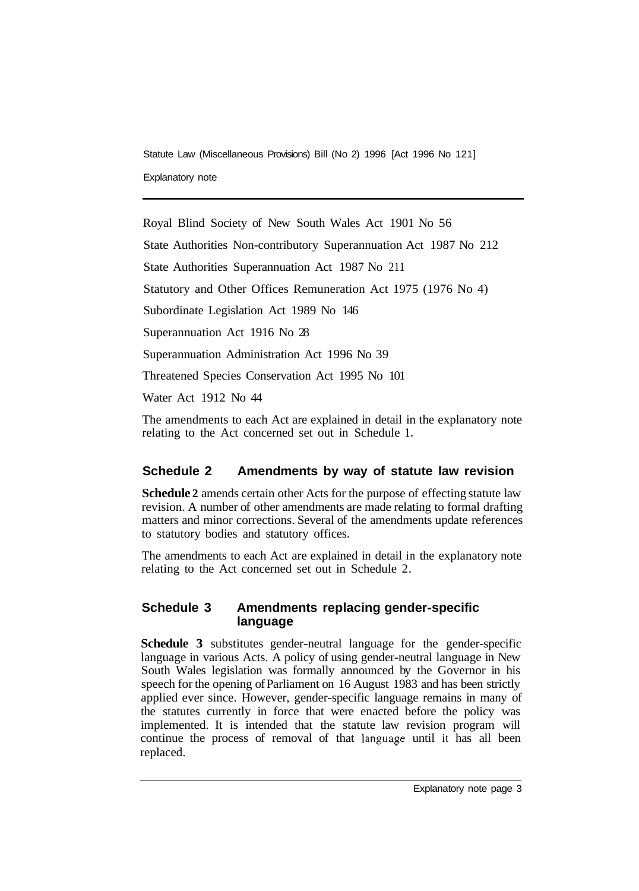Royal Blind Society of New South Wales Act 1901 No 56

State Authorities Non-contributory Superannuation Act 1987 No 212

State Authorities Superannuation Act 1987 No 211

Statutory and Other Offices Remuneration Act 1975 (1976 No 4)

Subordinate Legislation Act 1989 No 146

Superannuation Act 1916 No 28

Superannuation Administration Act 1996 No 39

Threatened Species Conservation Act 1995 No 101

Water Act 1912 No 44

The amendments to each Act are explained in detail in the explanatory note relating to the Act concerned set out in Schedule 1.

## Schedule 2 Amendments by way of statute law revision

**Schedule 2** amends certain other Acts for the purpose of effecting statute law revision. A number of other amendments are made relating to formal drafting matters and minor corrections. Several of the amendments update references to statutory bodies and statutory offices.

The amendments to each Act are explained in detail in the explanatory note relating to the Act concerned set out in Schedule 2.

## Schedule 3 Amendments replacing gender-specific language

**Schedule 3** substitutes gender-neutral language for the gender-specific language in various Acts. A policy of using gender-neutral language in New South Wales legislation was formally announced by the Governor in his speech for the opening of Parliament on 16 August 1983 and has been strictly applied ever since. However, gender-specific language remains in many of the statutes currently in force that were enacted before the policy was implemented. It is intended that the statute law revision program will continue the process of removal of that language until it has all been replaced.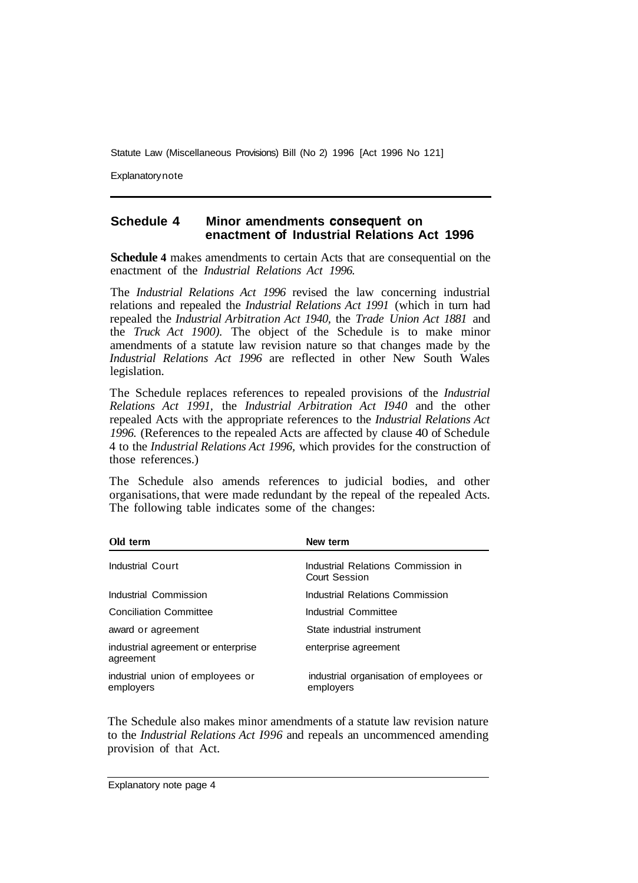## Schedule 4 Minor amendments consequent on enactment of Industrial Relations Act 1996

**Schedule 4** makes amendments to certain Acts that are consequential on the enactment of the *Industrial Relations Act 1996.*

The *Industrial Relations Act 1996* revised the law concerning industrial relations and repealed the *Industrial Relations Act 1991* (which in turn had repealed the *Industrial Arbitration Act 1940,* the *Trade Union Act 1881* and the *Truck Act 1900).* The object of the Schedule is to make minor amendments of a statute law revision nature so that changes made by the *Industrial Relations Act 1996* are reflected in other New South Wales legislation.

The Schedule replaces references to repealed provisions of the *Industrial Relations Act 1991,* the *Industrial Arbitration Act I940* and the other repealed Acts with the appropriate references to the *Industrial Relations Act 1996.* (References to the repealed Acts are affected by clause 40 of Schedule 4 to the *Industrial Relations Act 1996,* which provides for the construction of those references.)

The Schedule also amends references to judicial bodies, and other organisations, that were made redundant by the repeal of the repealed Acts. The following table indicates some of the changes:

| Old term | New term |
|---|---|
| Industrial Court | Industrial Relations Commission in Court Session |
| Industrial Commission | Industrial Relations Commission |
| Conciliation Committee | Industrial Committee |
| award or agreement | State industrial instrument |
| industrial agreement or enterprise agreement | enterprise agreement |
| industrial union of employees or employers | industrial organisation of employees or employers |

The Schedule also makes minor amendments of a statute law revision nature to the *Industrial Relations Act I996* and repeals an uncommenced amending provision of that Act.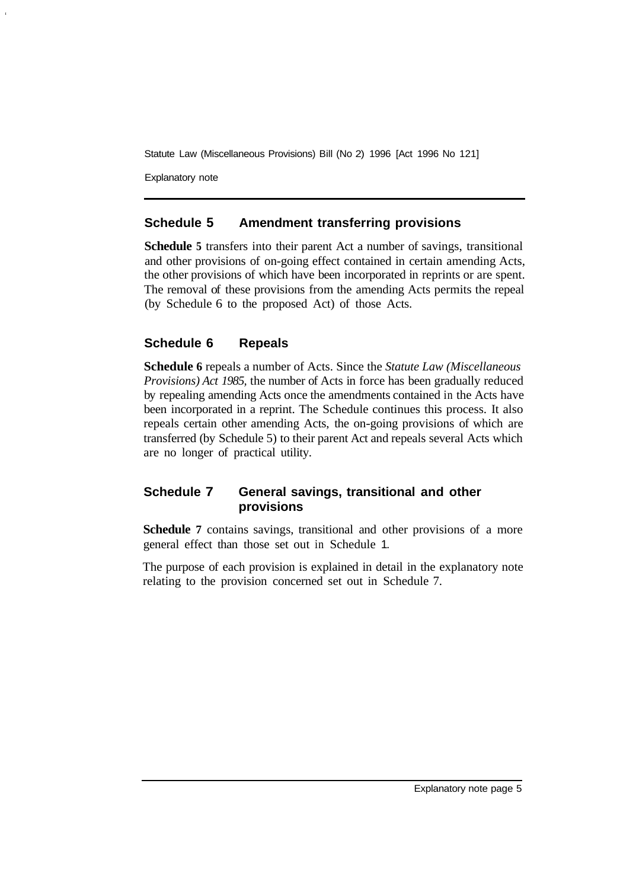## Schedule 5 Amendment transferring provisions

**Schedule 5** transfers into their parent Act a number of savings, transitional and other provisions of on-going effect contained in certain amending Acts, the other provisions of which have been incorporated in reprints or are spent. The removal of these provisions from the amending Acts permits the repeal (by Schedule 6 to the proposed Act) of those Acts.

## Schedule 6 Repeals

**Schedule 6** repeals a number of Acts. Since the *Statute Law (Miscellaneous Provisions) Act 1985*, the number of Acts in force has been gradually reduced by repealing amending Acts once the amendments contained in the Acts have been incorporated in a reprint. The Schedule continues this process. It also repeals certain other amending Acts, the on-going provisions of which are transferred (by Schedule 5) to their parent Act and repeals several Acts which are no longer of practical utility.

## Schedule 7 General savings, transitional and other provisions

**Schedule 7** contains savings, transitional and other provisions of a more general effect than those set out in Schedule 1.

The purpose of each provision is explained in detail in the explanatory note relating to the provision concerned set out in Schedule 7.